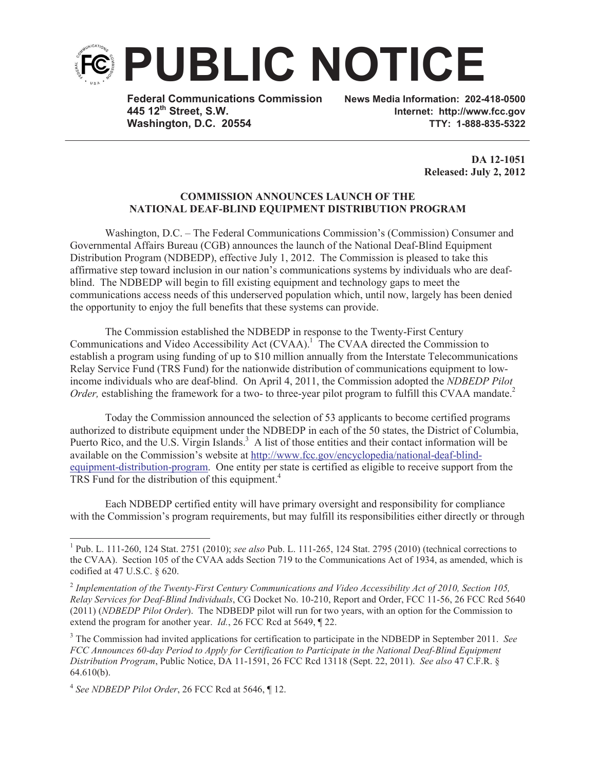# PUBLIC NOTICE

**Federal Communications Commission**
**445 12th Street, S.W.**
**Washington, D.C. 20554**

**News Media Information: 202-418-0500**
**Internet: http://www.fcc.gov**
**TTY: 1-888-835-5322**

**DA 12-1051**
**Released: July 2, 2012**

**COMMISSION ANNOUNCES LAUNCH OF THE NATIONAL DEAF-BLIND EQUIPMENT DISTRIBUTION PROGRAM**

Washington, D.C. – The Federal Communications Commission's (Commission) Consumer and Governmental Affairs Bureau (CGB) announces the launch of the National Deaf-Blind Equipment Distribution Program (NDBEDP), effective July 1, 2012. The Commission is pleased to take this affirmative step toward inclusion in our nation's communications systems by individuals who are deaf-blind. The NDBEDP will begin to fill existing equipment and technology gaps to meet the communications access needs of this underserved population which, until now, largely has been denied the opportunity to enjoy the full benefits that these systems can provide.

The Commission established the NDBEDP in response to the Twenty-First Century Communications and Video Accessibility Act (CVAA).[1] The CVAA directed the Commission to establish a program using funding of up to $10 million annually from the Interstate Telecommunications Relay Service Fund (TRS Fund) for the nationwide distribution of communications equipment to low-income individuals who are deaf-blind. On April 4, 2011, the Commission adopted the *NDBEDP Pilot Order,* establishing the framework for a two- to three-year pilot program to fulfill this CVAA mandate.[2]

Today the Commission announced the selection of 53 applicants to become certified programs authorized to distribute equipment under the NDBEDP in each of the 50 states, the District of Columbia, Puerto Rico, and the U.S. Virgin Islands.[3] A list of those entities and their contact information will be available on the Commission's website at http://www.fcc.gov/encyclopedia/national-deaf-blind-equipment-distribution-program. One entity per state is certified as eligible to receive support from the TRS Fund for the distribution of this equipment.[4]

Each NDBEDP certified entity will have primary oversight and responsibility for compliance with the Commission's program requirements, but may fulfill its responsibilities either directly or through

---

[1] Pub. L. 111-260, 124 Stat. 2751 (2010); *see also* Pub. L. 111-265, 124 Stat. 2795 (2010) (technical corrections to the CVAA). Section 105 of the CVAA adds Section 719 to the Communications Act of 1934, as amended, which is codified at 47 U.S.C. § 620.

[2] *Implementation of the Twenty-First Century Communications and Video Accessibility Act of 2010, Section 105, Relay Services for Deaf-Blind Individuals*, CG Docket No. 10-210, Report and Order, FCC 11-56, 26 FCC Rcd 5640 (2011) (*NDBEDP Pilot Order*). The NDBEDP pilot will run for two years, with an option for the Commission to extend the program for another year. *Id.*, 26 FCC Rcd at 5649, ¶ 22.

[3] The Commission had invited applications for certification to participate in the NDBEDP in September 2011. *See FCC Announces 60-day Period to Apply for Certification to Participate in the National Deaf-Blind Equipment Distribution Program*, Public Notice, DA 11-1591, 26 FCC Rcd 13118 (Sept. 22, 2011). *See also* 47 C.F.R. § 64.610(b).

[4] *See NDBEDP Pilot Order*, 26 FCC Rcd at 5646, ¶ 12.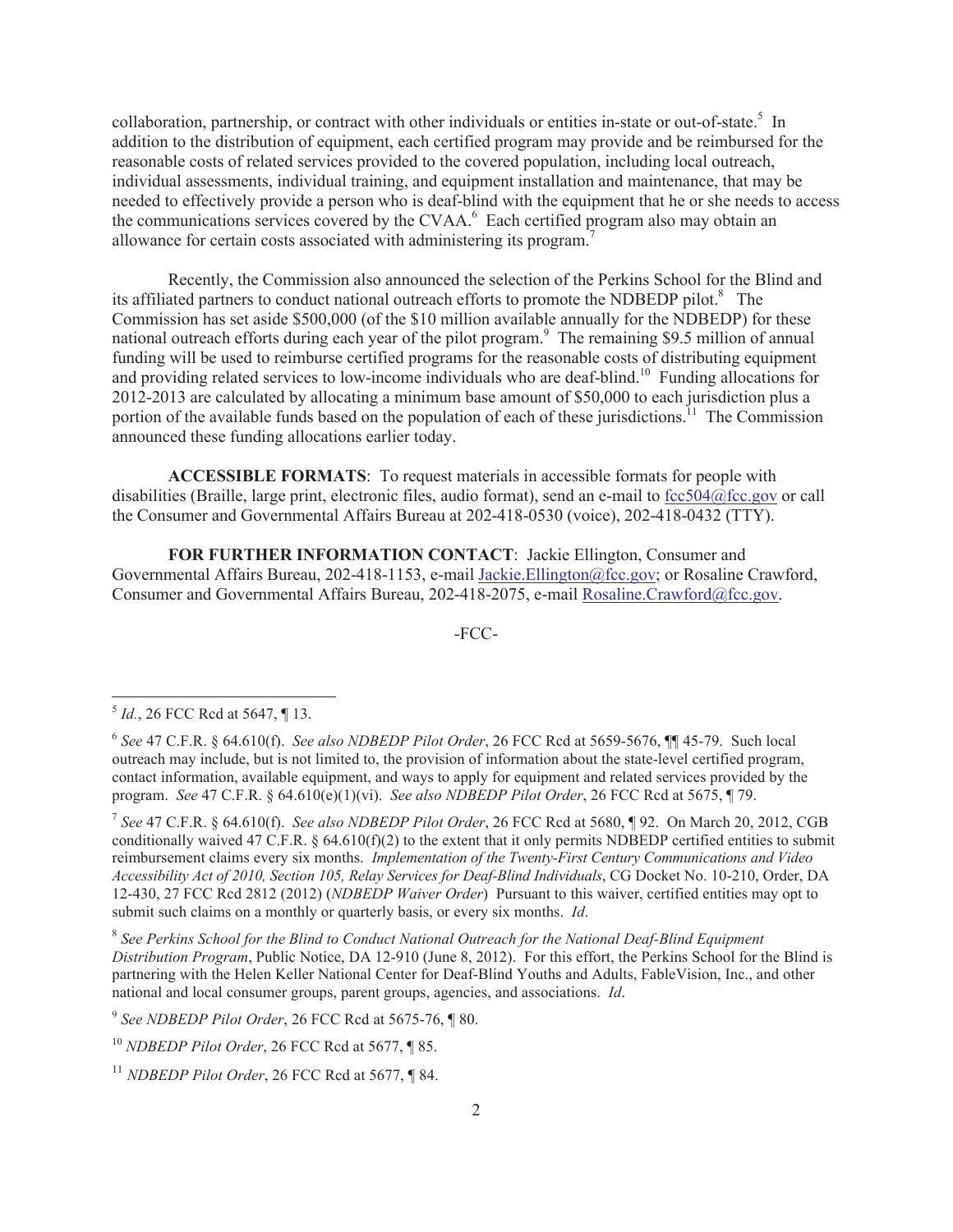collaboration, partnership, or contract with other individuals or entities in-state or out-of-state.[5] In addition to the distribution of equipment, each certified program may provide and be reimbursed for the reasonable costs of related services provided to the covered population, including local outreach, individual assessments, individual training, and equipment installation and maintenance, that may be needed to effectively provide a person who is deaf-blind with the equipment that he or she needs to access the communications services covered by the CVAA.[6] Each certified program also may obtain an allowance for certain costs associated with administering its program.[7]

Recently, the Commission also announced the selection of the Perkins School for the Blind and its affiliated partners to conduct national outreach efforts to promote the NDBEDP pilot.[8] The Commission has set aside $500,000 (of the $10 million available annually for the NDBEDP) for these national outreach efforts during each year of the pilot program.[9] The remaining $9.5 million of annual funding will be used to reimburse certified programs for the reasonable costs of distributing equipment and providing related services to low-income individuals who are deaf-blind.[10] Funding allocations for 2012-2013 are calculated by allocating a minimum base amount of $50,000 to each jurisdiction plus a portion of the available funds based on the population of each of these jurisdictions.[11] The Commission announced these funding allocations earlier today.

**ACCESSIBLE FORMATS**: To request materials in accessible formats for people with disabilities (Braille, large print, electronic files, audio format), send an e-mail to fcc504@fcc.gov or call the Consumer and Governmental Affairs Bureau at 202-418-0530 (voice), 202-418-0432 (TTY).

**FOR FURTHER INFORMATION CONTACT**: Jackie Ellington, Consumer and Governmental Affairs Bureau, 202-418-1153, e-mail Jackie.Ellington@fcc.gov; or Rosaline Crawford, Consumer and Governmental Affairs Bureau, 202-418-2075, e-mail Rosaline.Crawford@fcc.gov.

-FCC-

---

[5] *Id.*, 26 FCC Rcd at 5647, ¶ 13.

[6] *See* 47 C.F.R. § 64.610(f). *See also NDBEDP Pilot Order*, 26 FCC Rcd at 5659-5676, ¶¶ 45-79. Such local outreach may include, but is not limited to, the provision of information about the state-level certified program, contact information, available equipment, and ways to apply for equipment and related services provided by the program. *See* 47 C.F.R. § 64.610(e)(1)(vi). *See also NDBEDP Pilot Order*, 26 FCC Rcd at 5675, ¶ 79.

[7] *See* 47 C.F.R. § 64.610(f). *See also NDBEDP Pilot Order*, 26 FCC Rcd at 5680, ¶ 92. On March 20, 2012, CGB conditionally waived 47 C.F.R. § 64.610(f)(2) to the extent that it only permits NDBEDP certified entities to submit reimbursement claims every six months. *Implementation of the Twenty-First Century Communications and Video Accessibility Act of 2010, Section 105, Relay Services for Deaf-Blind Individuals*, CG Docket No. 10-210, Order, DA 12-430, 27 FCC Rcd 2812 (2012) (*NDBEDP Waiver Order*) Pursuant to this waiver, certified entities may opt to submit such claims on a monthly or quarterly basis, or every six months. *Id*.

[8] *See Perkins School for the Blind to Conduct National Outreach for the National Deaf-Blind Equipment Distribution Program*, Public Notice, DA 12-910 (June 8, 2012). For this effort, the Perkins School for the Blind is partnering with the Helen Keller National Center for Deaf-Blind Youths and Adults, FableVision, Inc., and other national and local consumer groups, parent groups, agencies, and associations. *Id*.

[9] *See NDBEDP Pilot Order*, 26 FCC Rcd at 5675-76, ¶ 80.

[10] *NDBEDP Pilot Order*, 26 FCC Rcd at 5677, ¶ 85.

[11] *NDBEDP Pilot Order*, 26 FCC Rcd at 5677, ¶ 84.